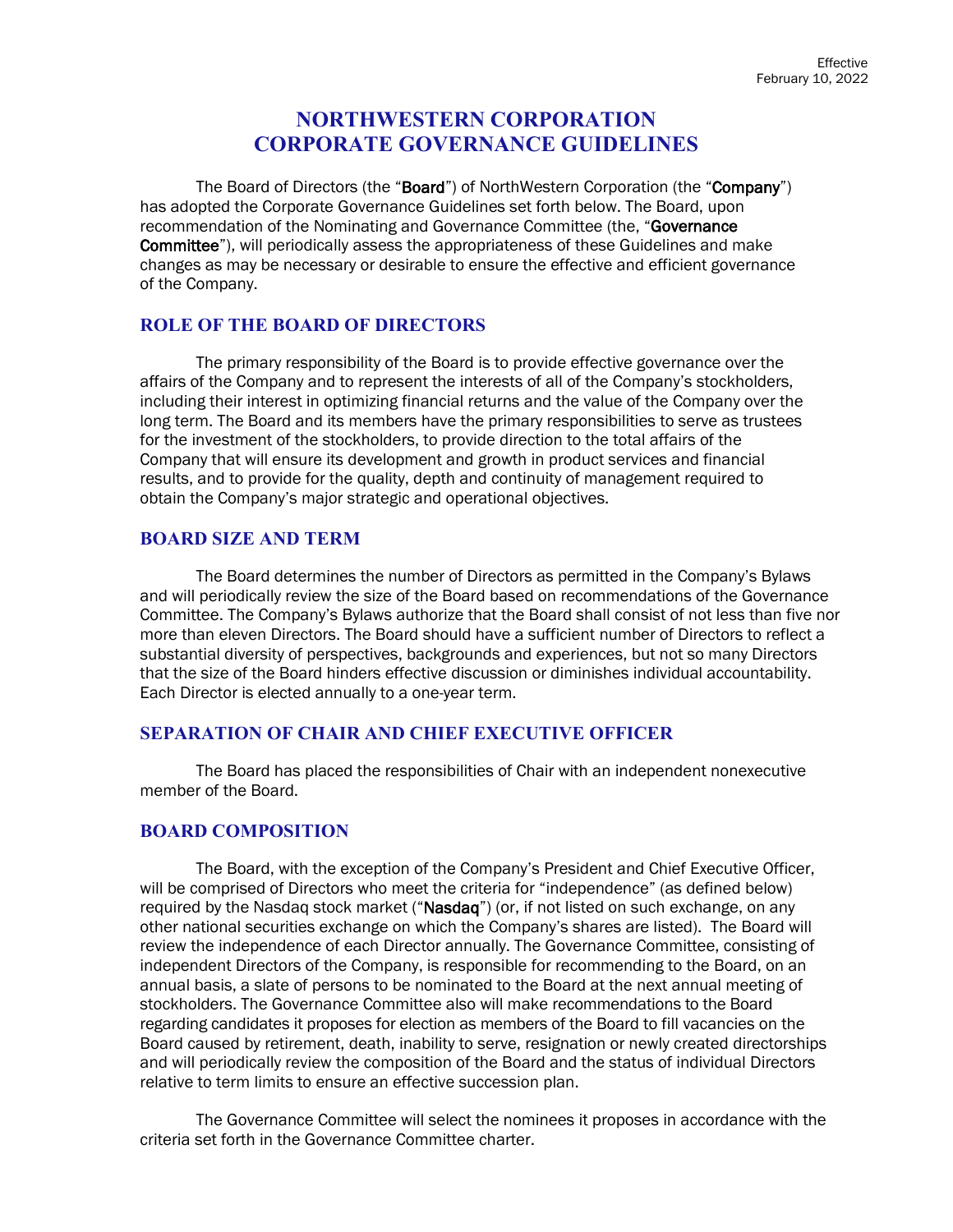Effective
February 10, 2022

# NORTHWESTERN CORPORATION
# CORPORATE GOVERNANCE GUIDELINES

The Board of Directors (the "**Board**") of NorthWestern Corporation (the "**Company**") has adopted the Corporate Governance Guidelines set forth below. The Board, upon recommendation of the Nominating and Governance Committee (the, "**Governance Committee**"), will periodically assess the appropriateness of these Guidelines and make changes as may be necessary or desirable to ensure the effective and efficient governance of the Company.

## ROLE OF THE BOARD OF DIRECTORS

The primary responsibility of the Board is to provide effective governance over the affairs of the Company and to represent the interests of all of the Company's stockholders, including their interest in optimizing financial returns and the value of the Company over the long term. The Board and its members have the primary responsibilities to serve as trustees for the investment of the stockholders, to provide direction to the total affairs of the Company that will ensure its development and growth in product services and financial results, and to provide for the quality, depth and continuity of management required to obtain the Company's major strategic and operational objectives.

## BOARD SIZE AND TERM

The Board determines the number of Directors as permitted in the Company's Bylaws and will periodically review the size of the Board based on recommendations of the Governance Committee. The Company's Bylaws authorize that the Board shall consist of not less than five nor more than eleven Directors. The Board should have a sufficient number of Directors to reflect a substantial diversity of perspectives, backgrounds and experiences, but not so many Directors that the size of the Board hinders effective discussion or diminishes individual accountability. Each Director is elected annually to a one-year term.

## SEPARATION OF CHAIR AND CHIEF EXECUTIVE OFFICER

The Board has placed the responsibilities of Chair with an independent nonexecutive member of the Board.

## BOARD COMPOSITION

The Board, with the exception of the Company's President and Chief Executive Officer, will be comprised of Directors who meet the criteria for "independence" (as defined below) required by the Nasdaq stock market ("**Nasdaq**") (or, if not listed on such exchange, on any other national securities exchange on which the Company's shares are listed). The Board will review the independence of each Director annually. The Governance Committee, consisting of independent Directors of the Company, is responsible for recommending to the Board, on an annual basis, a slate of persons to be nominated to the Board at the next annual meeting of stockholders. The Governance Committee also will make recommendations to the Board regarding candidates it proposes for election as members of the Board to fill vacancies on the Board caused by retirement, death, inability to serve, resignation or newly created directorships and will periodically review the composition of the Board and the status of individual Directors relative to term limits to ensure an effective succession plan.

The Governance Committee will select the nominees it proposes in accordance with the criteria set forth in the Governance Committee charter.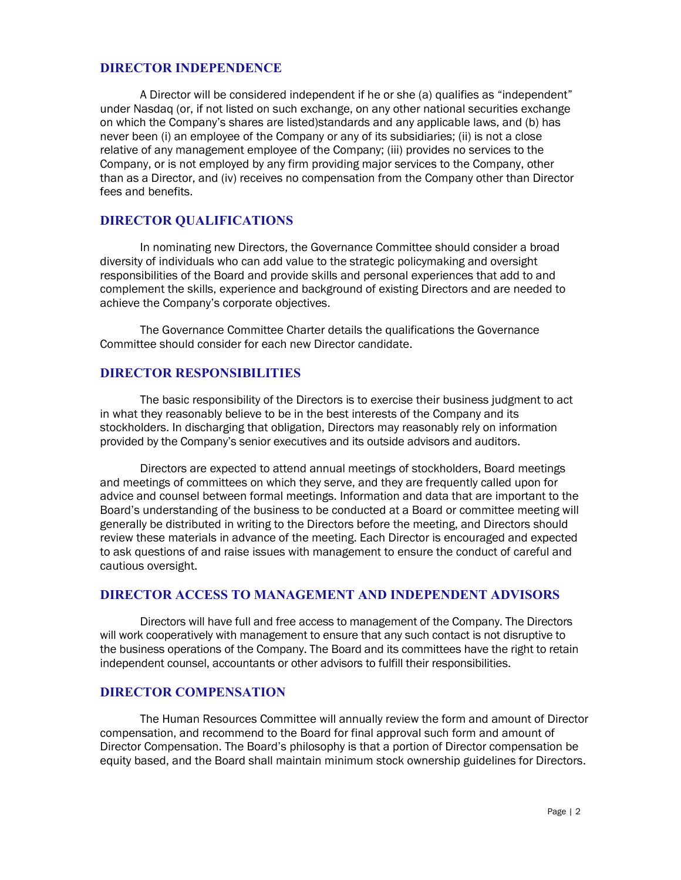## DIRECTOR INDEPENDENCE

A Director will be considered independent if he or she (a) qualifies as "independent" under Nasdaq (or, if not listed on such exchange, on any other national securities exchange on which the Company's shares are listed)standards and any applicable laws, and (b) has never been (i) an employee of the Company or any of its subsidiaries; (ii) is not a close relative of any management employee of the Company; (iii) provides no services to the Company, or is not employed by any firm providing major services to the Company, other than as a Director, and (iv) receives no compensation from the Company other than Director fees and benefits.

## DIRECTOR QUALIFICATIONS

In nominating new Directors, the Governance Committee should consider a broad diversity of individuals who can add value to the strategic policymaking and oversight responsibilities of the Board and provide skills and personal experiences that add to and complement the skills, experience and background of existing Directors and are needed to achieve the Company's corporate objectives.

The Governance Committee Charter details the qualifications the Governance Committee should consider for each new Director candidate.

## DIRECTOR RESPONSIBILITIES

The basic responsibility of the Directors is to exercise their business judgment to act in what they reasonably believe to be in the best interests of the Company and its stockholders. In discharging that obligation, Directors may reasonably rely on information provided by the Company's senior executives and its outside advisors and auditors.

Directors are expected to attend annual meetings of stockholders, Board meetings and meetings of committees on which they serve, and they are frequently called upon for advice and counsel between formal meetings. Information and data that are important to the Board's understanding of the business to be conducted at a Board or committee meeting will generally be distributed in writing to the Directors before the meeting, and Directors should review these materials in advance of the meeting. Each Director is encouraged and expected to ask questions of and raise issues with management to ensure the conduct of careful and cautious oversight.

## DIRECTOR ACCESS TO MANAGEMENT AND INDEPENDENT ADVISORS

Directors will have full and free access to management of the Company. The Directors will work cooperatively with management to ensure that any such contact is not disruptive to the business operations of the Company. The Board and its committees have the right to retain independent counsel, accountants or other advisors to fulfill their responsibilities.

## DIRECTOR COMPENSATION

The Human Resources Committee will annually review the form and amount of Director compensation, and recommend to the Board for final approval such form and amount of Director Compensation. The Board's philosophy is that a portion of Director compensation be equity based, and the Board shall maintain minimum stock ownership guidelines for Directors.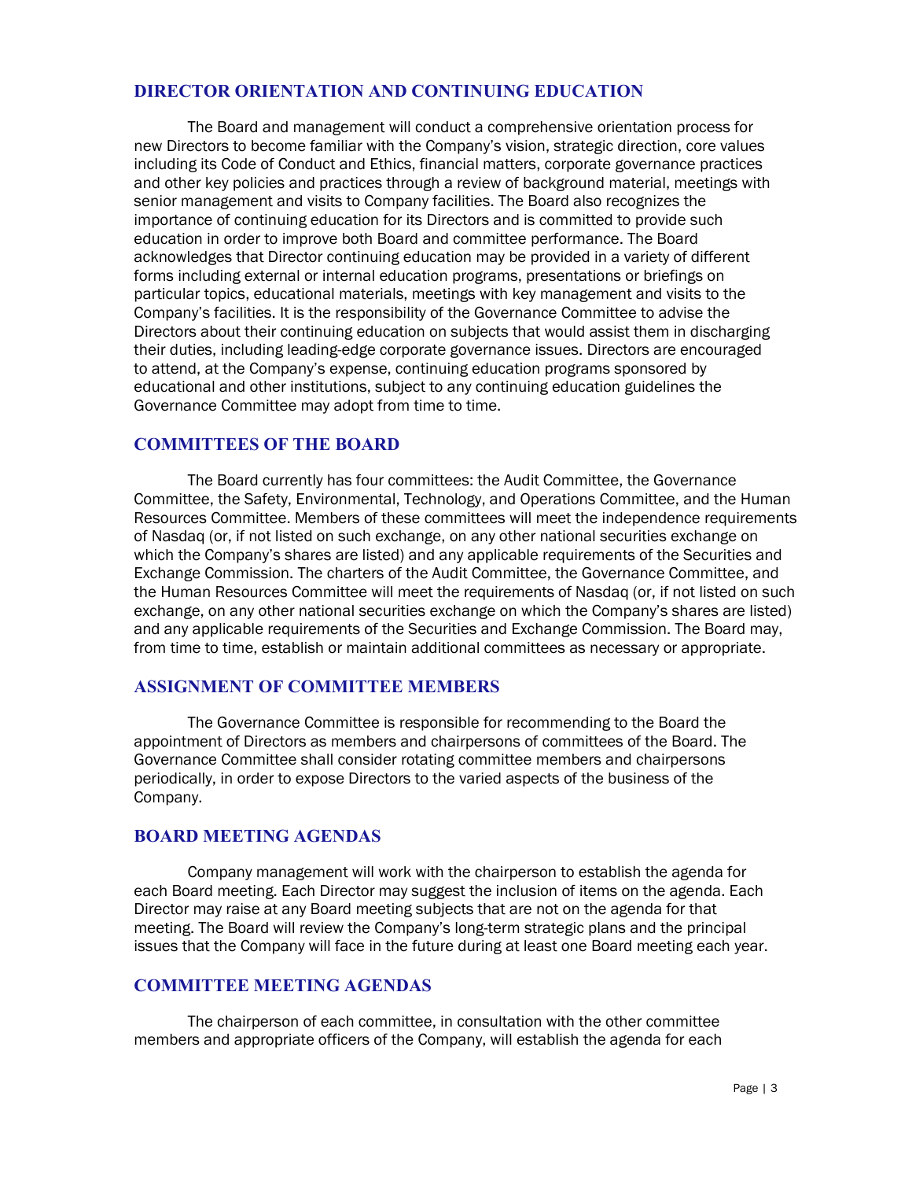## DIRECTOR ORIENTATION AND CONTINUING EDUCATION

The Board and management will conduct a comprehensive orientation process for new Directors to become familiar with the Company's vision, strategic direction, core values including its Code of Conduct and Ethics, financial matters, corporate governance practices and other key policies and practices through a review of background material, meetings with senior management and visits to Company facilities. The Board also recognizes the importance of continuing education for its Directors and is committed to provide such education in order to improve both Board and committee performance. The Board acknowledges that Director continuing education may be provided in a variety of different forms including external or internal education programs, presentations or briefings on particular topics, educational materials, meetings with key management and visits to the Company's facilities. It is the responsibility of the Governance Committee to advise the Directors about their continuing education on subjects that would assist them in discharging their duties, including leading-edge corporate governance issues. Directors are encouraged to attend, at the Company's expense, continuing education programs sponsored by educational and other institutions, subject to any continuing education guidelines the Governance Committee may adopt from time to time.

## COMMITTEES OF THE BOARD

The Board currently has four committees: the Audit Committee, the Governance Committee, the Safety, Environmental, Technology, and Operations Committee, and the Human Resources Committee. Members of these committees will meet the independence requirements of Nasdaq (or, if not listed on such exchange, on any other national securities exchange on which the Company's shares are listed) and any applicable requirements of the Securities and Exchange Commission. The charters of the Audit Committee, the Governance Committee, and the Human Resources Committee will meet the requirements of Nasdaq (or, if not listed on such exchange, on any other national securities exchange on which the Company's shares are listed) and any applicable requirements of the Securities and Exchange Commission. The Board may, from time to time, establish or maintain additional committees as necessary or appropriate.

## ASSIGNMENT OF COMMITTEE MEMBERS

The Governance Committee is responsible for recommending to the Board the appointment of Directors as members and chairpersons of committees of the Board. The Governance Committee shall consider rotating committee members and chairpersons periodically, in order to expose Directors to the varied aspects of the business of the Company.

## BOARD MEETING AGENDAS

Company management will work with the chairperson to establish the agenda for each Board meeting. Each Director may suggest the inclusion of items on the agenda. Each Director may raise at any Board meeting subjects that are not on the agenda for that meeting. The Board will review the Company's long-term strategic plans and the principal issues that the Company will face in the future during at least one Board meeting each year.

## COMMITTEE MEETING AGENDAS

The chairperson of each committee, in consultation with the other committee members and appropriate officers of the Company, will establish the agenda for each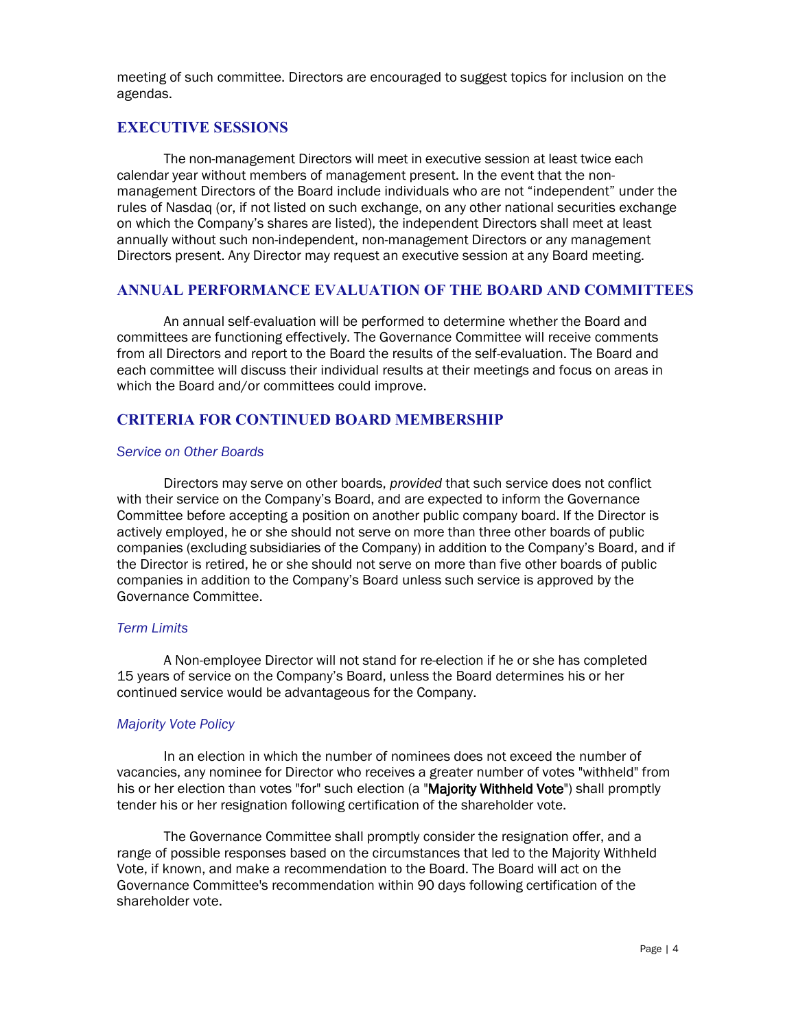meeting of such committee. Directors are encouraged to suggest topics for inclusion on the agendas.

## EXECUTIVE SESSIONS

The non-management Directors will meet in executive session at least twice each calendar year without members of management present. In the event that the non-management Directors of the Board include individuals who are not "independent" under the rules of Nasdaq (or, if not listed on such exchange, on any other national securities exchange on which the Company's shares are listed), the independent Directors shall meet at least annually without such non-independent, non-management Directors or any management Directors present. Any Director may request an executive session at any Board meeting.

## ANNUAL PERFORMANCE EVALUATION OF THE BOARD AND COMMITTEES

An annual self-evaluation will be performed to determine whether the Board and committees are functioning effectively. The Governance Committee will receive comments from all Directors and report to the Board the results of the self-evaluation. The Board and each committee will discuss their individual results at their meetings and focus on areas in which the Board and/or committees could improve.

## CRITERIA FOR CONTINUED BOARD MEMBERSHIP

### *Service on Other Boards*

Directors may serve on other boards, *provided* that such service does not conflict with their service on the Company's Board, and are expected to inform the Governance Committee before accepting a position on another public company board. If the Director is actively employed, he or she should not serve on more than three other boards of public companies (excluding subsidiaries of the Company) in addition to the Company's Board, and if the Director is retired, he or she should not serve on more than five other boards of public companies in addition to the Company's Board unless such service is approved by the Governance Committee.

### *Term Limits*

A Non-employee Director will not stand for re-election if he or she has completed 15 years of service on the Company's Board, unless the Board determines his or her continued service would be advantageous for the Company.

### *Majority Vote Policy*

In an election in which the number of nominees does not exceed the number of vacancies, any nominee for Director who receives a greater number of votes "withheld" from his or her election than votes "for" such election (a "**Majority Withheld Vote**") shall promptly tender his or her resignation following certification of the shareholder vote.

The Governance Committee shall promptly consider the resignation offer, and a range of possible responses based on the circumstances that led to the Majority Withheld Vote, if known, and make a recommendation to the Board. The Board will act on the Governance Committee's recommendation within 90 days following certification of the shareholder vote.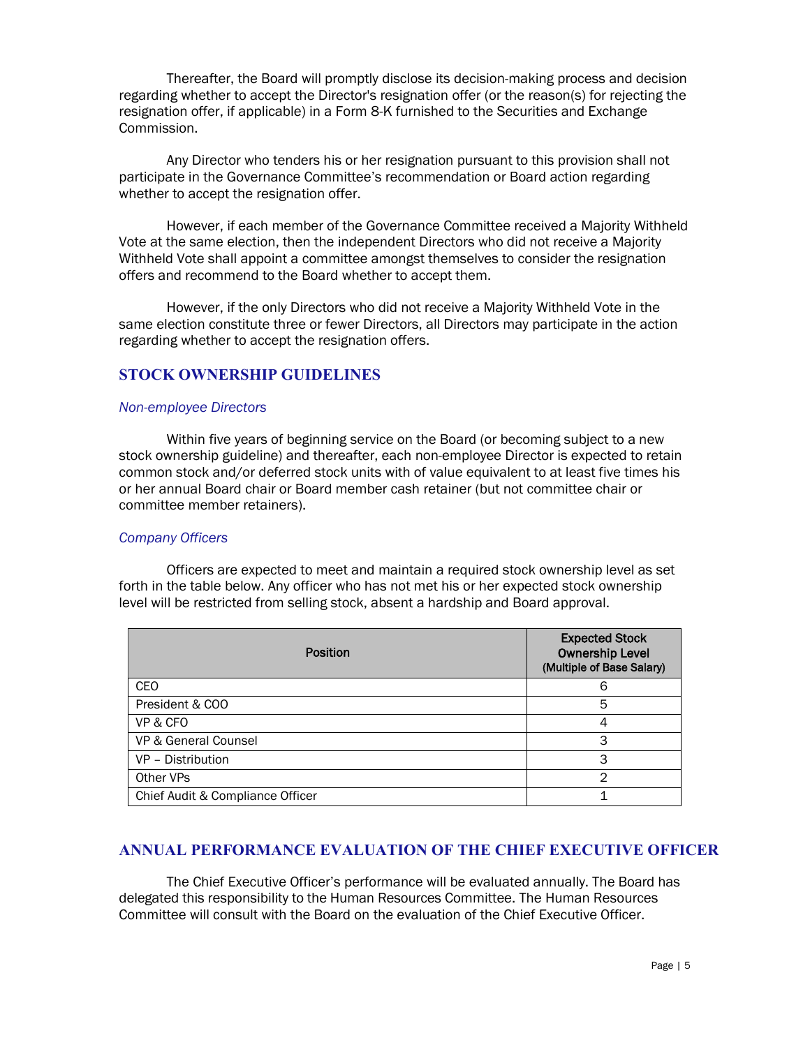Thereafter, the Board will promptly disclose its decision-making process and decision regarding whether to accept the Director's resignation offer (or the reason(s) for rejecting the resignation offer, if applicable) in a Form 8-K furnished to the Securities and Exchange Commission.

Any Director who tenders his or her resignation pursuant to this provision shall not participate in the Governance Committee's recommendation or Board action regarding whether to accept the resignation offer.

However, if each member of the Governance Committee received a Majority Withheld Vote at the same election, then the independent Directors who did not receive a Majority Withheld Vote shall appoint a committee amongst themselves to consider the resignation offers and recommend to the Board whether to accept them.

However, if the only Directors who did not receive a Majority Withheld Vote in the same election constitute three or fewer Directors, all Directors may participate in the action regarding whether to accept the resignation offers.

## STOCK OWNERSHIP GUIDELINES

### *Non-employee Directors*

Within five years of beginning service on the Board (or becoming subject to a new stock ownership guideline) and thereafter, each non-employee Director is expected to retain common stock and/or deferred stock units with of value equivalent to at least five times his or her annual Board chair or Board member cash retainer (but not committee chair or committee member retainers).

### *Company Officers*

Officers are expected to meet and maintain a required stock ownership level as set forth in the table below. Any officer who has not met his or her expected stock ownership level will be restricted from selling stock, absent a hardship and Board approval.

| Position | Expected Stock Ownership Level (Multiple of Base Salary) |
|---|---|
| CEO | 6 |
| President & COO | 5 |
| VP & CFO | 4 |
| VP & General Counsel | 3 |
| VP – Distribution | 3 |
| Other VPs | 2 |
| Chief Audit & Compliance Officer | 1 |

## ANNUAL PERFORMANCE EVALUATION OF THE CHIEF EXECUTIVE OFFICER

The Chief Executive Officer's performance will be evaluated annually. The Board has delegated this responsibility to the Human Resources Committee. The Human Resources Committee will consult with the Board on the evaluation of the Chief Executive Officer.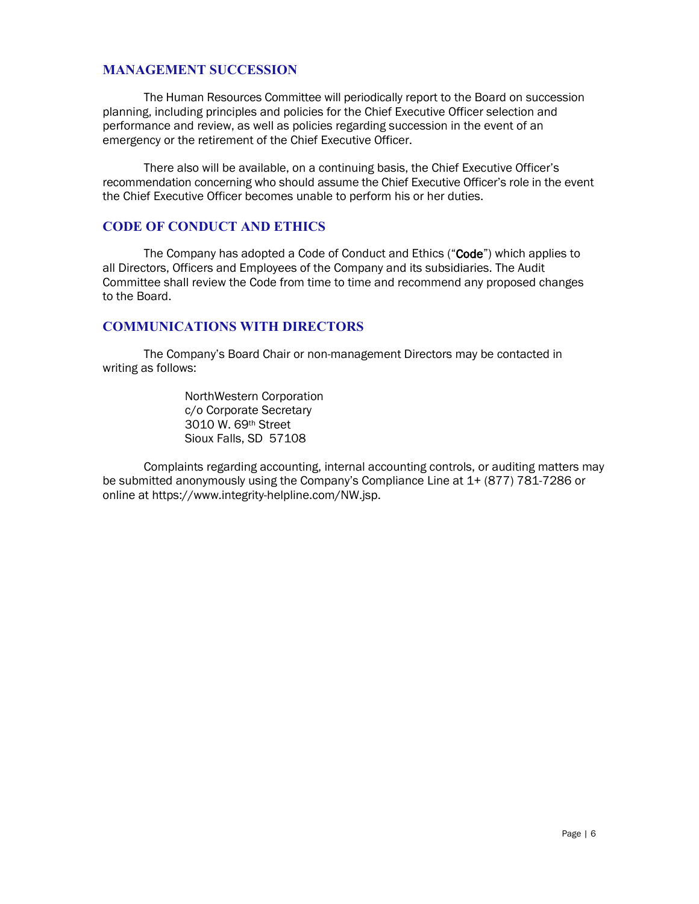## MANAGEMENT SUCCESSION

The Human Resources Committee will periodically report to the Board on succession planning, including principles and policies for the Chief Executive Officer selection and performance and review, as well as policies regarding succession in the event of an emergency or the retirement of the Chief Executive Officer.

There also will be available, on a continuing basis, the Chief Executive Officer's recommendation concerning who should assume the Chief Executive Officer's role in the event the Chief Executive Officer becomes unable to perform his or her duties.

## CODE OF CONDUCT AND ETHICS

The Company has adopted a Code of Conduct and Ethics ("**Code**") which applies to all Directors, Officers and Employees of the Company and its subsidiaries. The Audit Committee shall review the Code from time to time and recommend any proposed changes to the Board.

## COMMUNICATIONS WITH DIRECTORS

The Company's Board Chair or non-management Directors may be contacted in writing as follows:

NorthWestern Corporation
c/o Corporate Secretary
3010 W. 69th Street
Sioux Falls, SD 57108

Complaints regarding accounting, internal accounting controls, or auditing matters may be submitted anonymously using the Company's Compliance Line at 1+ (877) 781-7286 or online at https://www.integrity-helpline.com/NW.jsp.